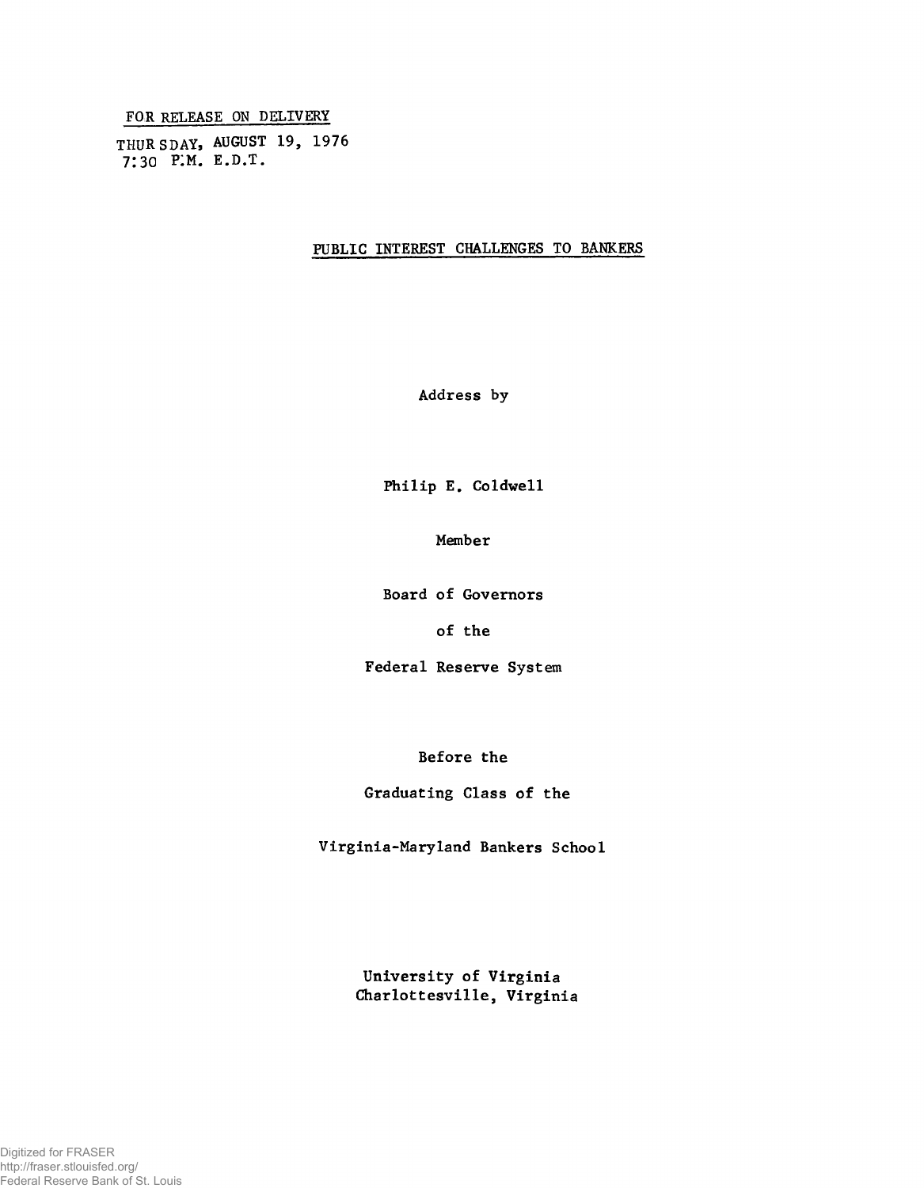FOR RELEASE ON DELIVERY

THURSDAY, AUGUST 19, 1976
7:30 P.M. E.D.T.

# PUBLIC INTEREST CHALLENGES TO BANKERS

Address by

Philip E. Coldwell

Member

Board of Governors

of the

Federal Reserve System

Before the

Graduating Class of the

Virginia-Maryland Bankers School

University of Virginia
Charlottesville, Virginia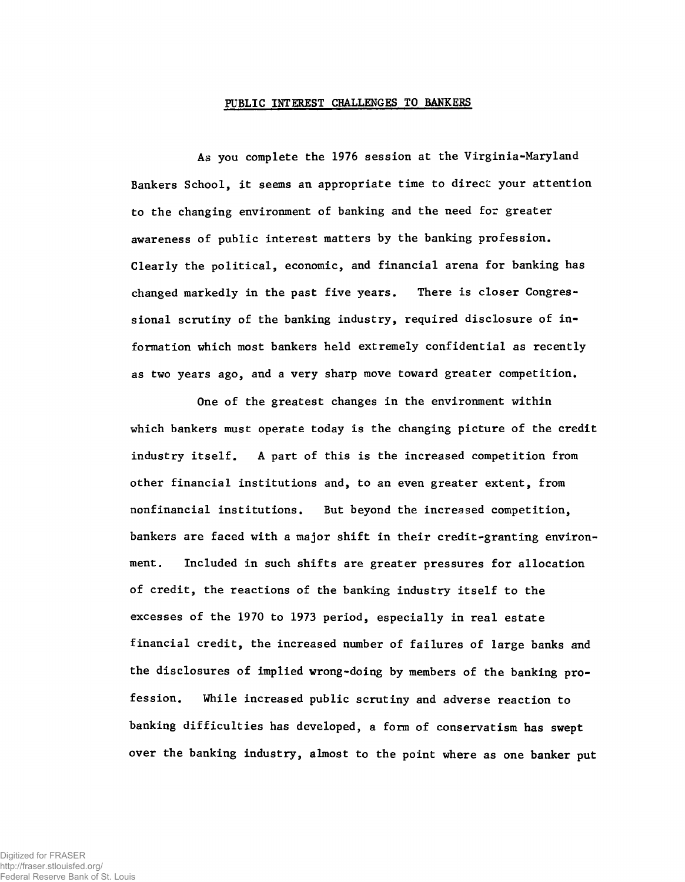# PUBLIC INTEREST CHALLENGES TO BANKERS

As you complete the 1976 session at the Virginia-Maryland Bankers School, it seems an appropriate time to direct your attention to the changing environment of banking and the need for greater awareness of public interest matters by the banking profession. Clearly the political, economic, and financial arena for banking has changed markedly in the past five years. There is closer Congressional scrutiny of the banking industry, required disclosure of information which most bankers held extremely confidential as recently as two years ago, and a very sharp move toward greater competition.

One of the greatest changes in the environment within which bankers must operate today is the changing picture of the credit industry itself. A part of this is the increased competition from other financial institutions and, to an even greater extent, from nonfinancial institutions. But beyond the increased competition, bankers are faced with a major shift in their credit-granting environment. Included in such shifts are greater pressures for allocation of credit, the reactions of the banking industry itself to the excesses of the 1970 to 1973 period, especially in real estate financial credit, the increased number of failures of large banks and the disclosures of implied wrong-doing by members of the banking profession. While increased public scrutiny and adverse reaction to banking difficulties has developed, a form of conservatism has swept over the banking industry, almost to the point where as one banker put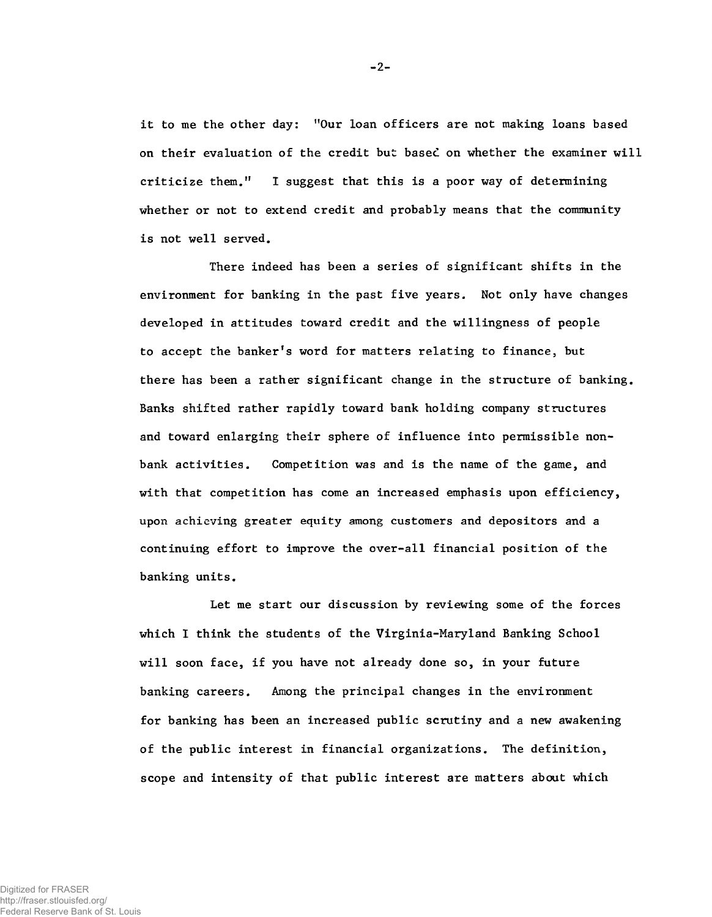it to me the other day: "Our loan officers are not making loans based on their evaluation of the credit but based on whether the examiner will criticize them." I suggest that this is a poor way of determining whether or not to extend credit and probably means that the community is not well served.

There indeed has been a series of significant shifts in the environment for banking in the past five years. Not only have changes developed in attitudes toward credit and the willingness of people to accept the banker's word for matters relating to finance, but there has been a rather significant change in the structure of banking. Banks shifted rather rapidly toward bank holding company structures and toward enlarging their sphere of influence into permissible non-bank activities. Competition was and is the name of the game, and with that competition has come an increased emphasis upon efficiency, upon achieving greater equity among customers and depositors and a continuing effort to improve the over-all financial position of the banking units.

Let me start our discussion by reviewing some of the forces which I think the students of the Virginia-Maryland Banking School will soon face, if you have not already done so, in your future banking careers. Among the principal changes in the environment for banking has been an increased public scrutiny and a new awakening of the public interest in financial organizations. The definition, scope and intensity of that public interest are matters about which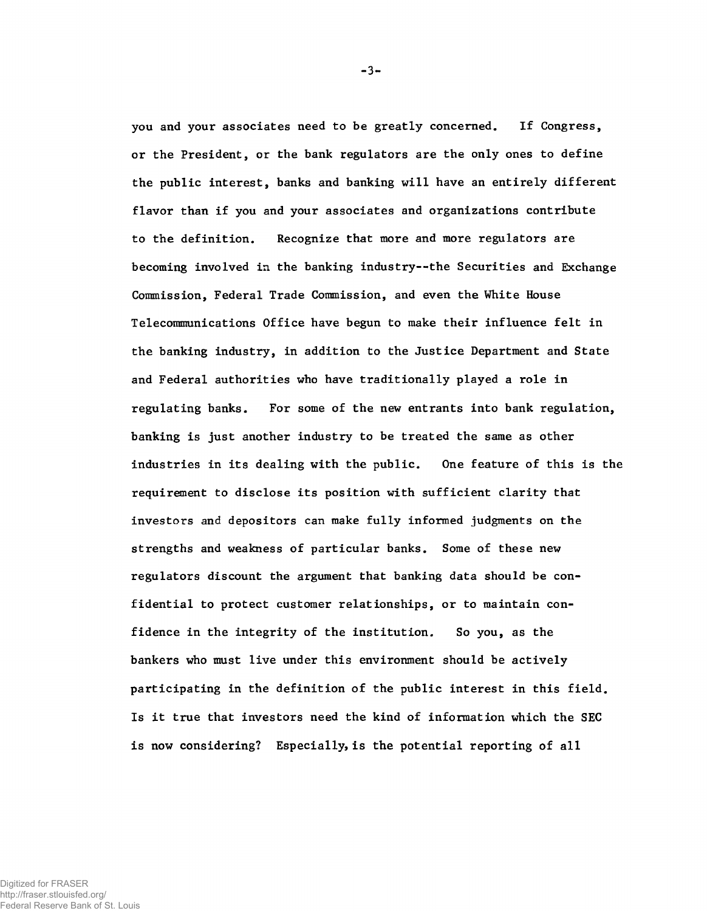you and your associates need to be greatly concerned. If Congress, or the President, or the bank regulators are the only ones to define the public interest, banks and banking will have an entirely different flavor than if you and your associates and organizations contribute to the definition. Recognize that more and more regulators are becoming involved in the banking industry--the Securities and Exchange Commission, Federal Trade Commission, and even the White House Telecommunications Office have begun to make their influence felt in the banking industry, in addition to the Justice Department and State and Federal authorities who have traditionally played a role in regulating banks. For some of the new entrants into bank regulation, banking is just another industry to be treated the same as other industries in its dealing with the public. One feature of this is the requirement to disclose its position with sufficient clarity that investors and depositors can make fully informed judgments on the strengths and weakness of particular banks. Some of these new regulators discount the argument that banking data should be confidential to protect customer relationships, or to maintain confidence in the integrity of the institution. So you, as the bankers who must live under this environment should be actively participating in the definition of the public interest in this field. Is it true that investors need the kind of information which the SEC is now considering? Especially, is the potential reporting of all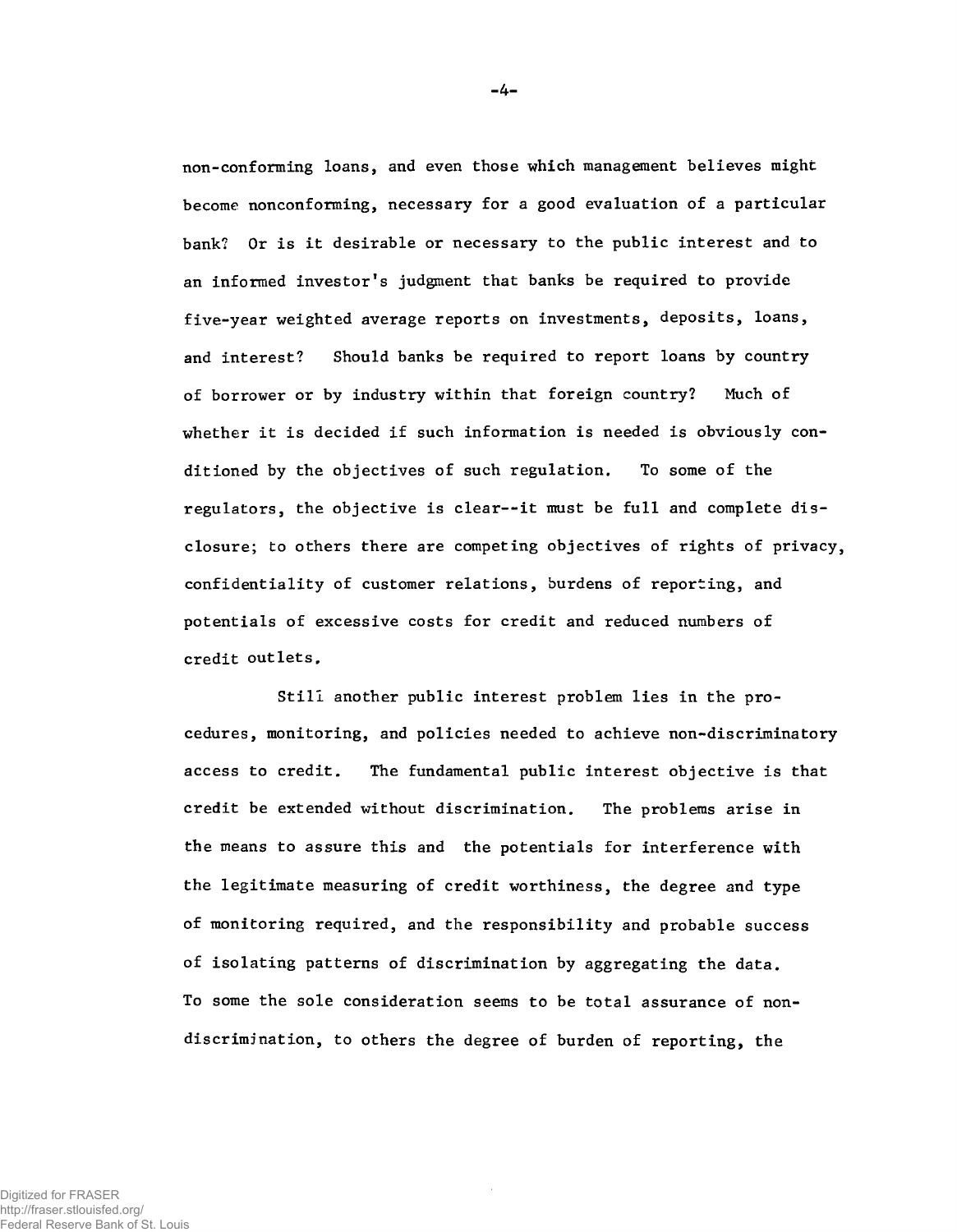non-conforming loans, and even those which management believes might become nonconforming, necessary for a good evaluation of a particular bank? Or is it desirable or necessary to the public interest and to an informed investor's judgment that banks be required to provide five-year weighted average reports on investments, deposits, loans, and interest? Should banks be required to report loans by country of borrower or by industry within that foreign country? Much of whether it is decided if such information is needed is obviously conditioned by the objectives of such regulation. To some of the regulators, the objective is clear--it must be full and complete disclosure; to others there are competing objectives of rights of privacy, confidentiality of customer relations, burdens of reporting, and potentials of excessive costs for credit and reduced numbers of credit outlets.

Still another public interest problem lies in the procedures, monitoring, and policies needed to achieve non-discriminatory access to credit. The fundamental public interest objective is that credit be extended without discrimination. The problems arise in the means to assure this and the potentials for interference with the legitimate measuring of credit worthiness, the degree and type of monitoring required, and the responsibility and probable success of isolating patterns of discrimination by aggregating the data. To some the sole consideration seems to be total assurance of non-discrimination, to others the degree of burden of reporting, the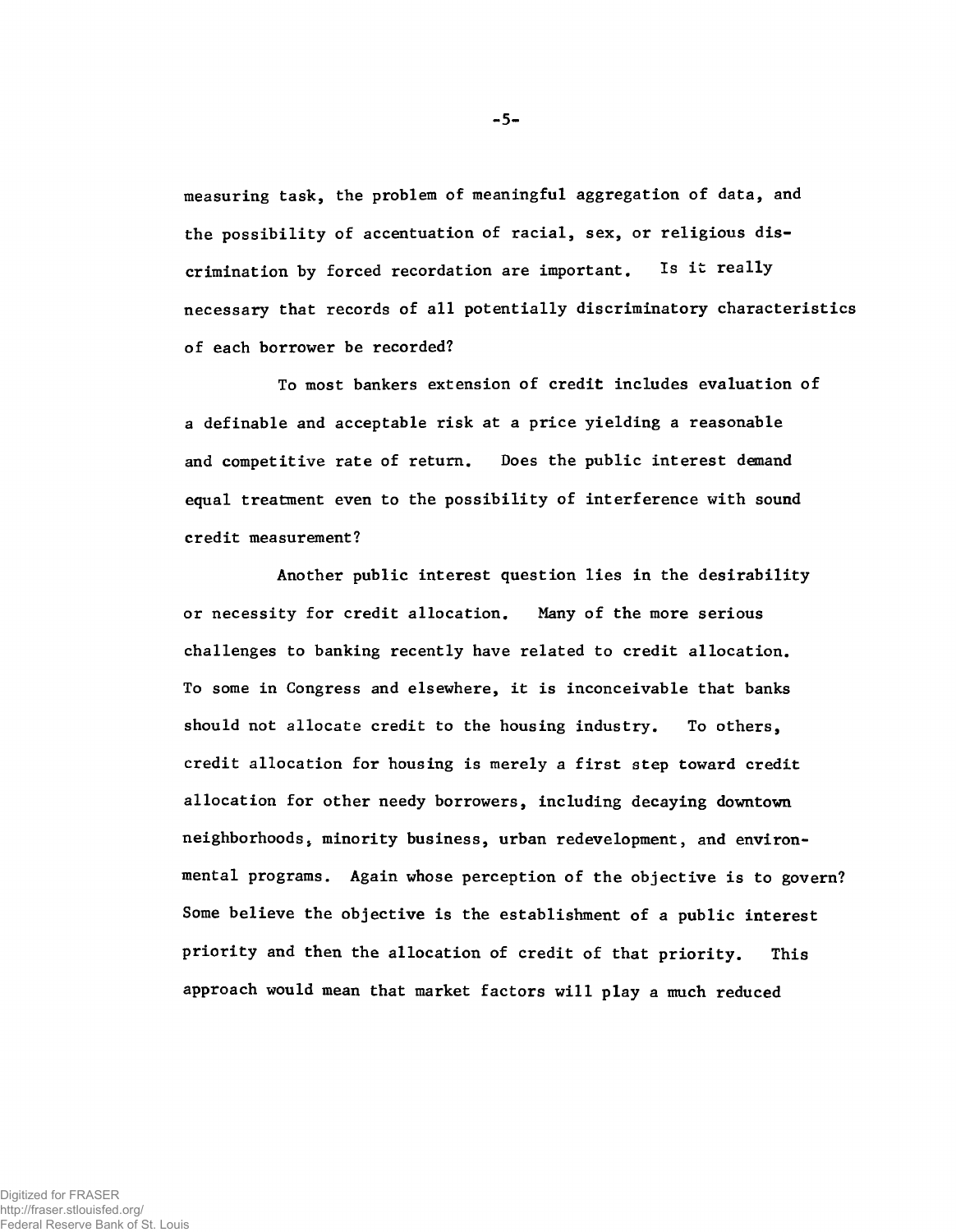measuring task, the problem of meaningful aggregation of data, and the possibility of accentuation of racial, sex, or religious discrimination by forced recordation are important. Is it really necessary that records of all potentially discriminatory characteristics of each borrower be recorded?

To most bankers extension of credit includes evaluation of a definable and acceptable risk at a price yielding a reasonable and competitive rate of return. Does the public interest demand equal treatment even to the possibility of interference with sound credit measurement?

Another public interest question lies in the desirability or necessity for credit allocation. Many of the more serious challenges to banking recently have related to credit allocation. To some in Congress and elsewhere, it is inconceivable that banks should not allocate credit to the housing industry. To others, credit allocation for housing is merely a first step toward credit allocation for other needy borrowers, including decaying downtown neighborhoods, minority business, urban redevelopment, and environmental programs. Again whose perception of the objective is to govern? Some believe the objective is the establishment of a public interest priority and then the allocation of credit of that priority. This approach would mean that market factors will play a much reduced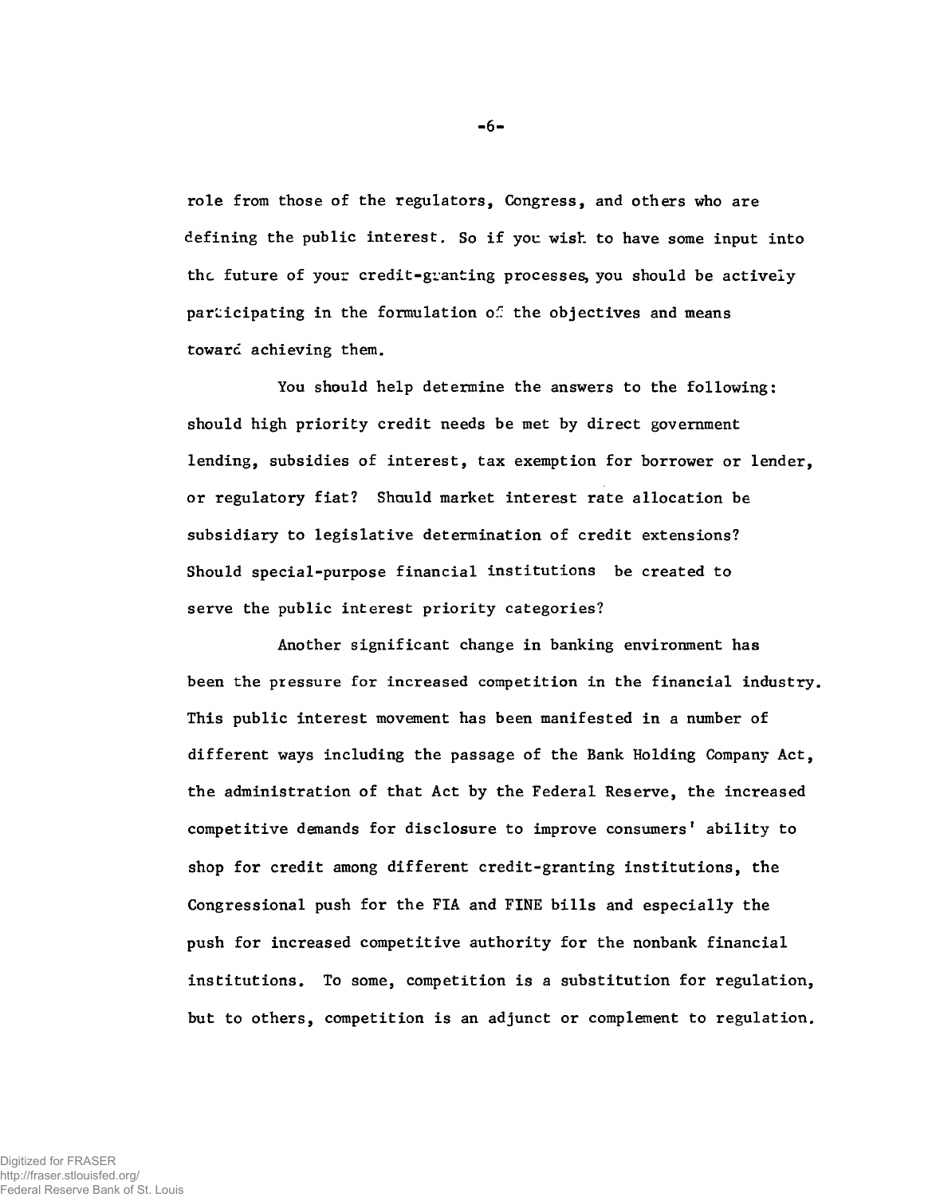role from those of the regulators, Congress, and others who are defining the public interest. So if you wish to have some input into the future of your credit-granting processes, you should be actively participating in the formulation of the objectives and means toward achieving them.

You should help determine the answers to the following: should high priority credit needs be met by direct government lending, subsidies of interest, tax exemption for borrower or lender, or regulatory fiat? Should market interest rate allocation be subsidiary to legislative determination of credit extensions? Should special-purpose financial institutions be created to serve the public interest priority categories?

Another significant change in banking environment has been the pressure for increased competition in the financial industry. This public interest movement has been manifested in a number of different ways including the passage of the Bank Holding Company Act, the administration of that Act by the Federal Reserve, the increased competitive demands for disclosure to improve consumers' ability to shop for credit among different credit-granting institutions, the Congressional push for the FIA and FINE bills and especially the push for increased competitive authority for the nonbank financial institutions. To some, competition is a substitution for regulation, but to others, competition is an adjunct or complement to regulation.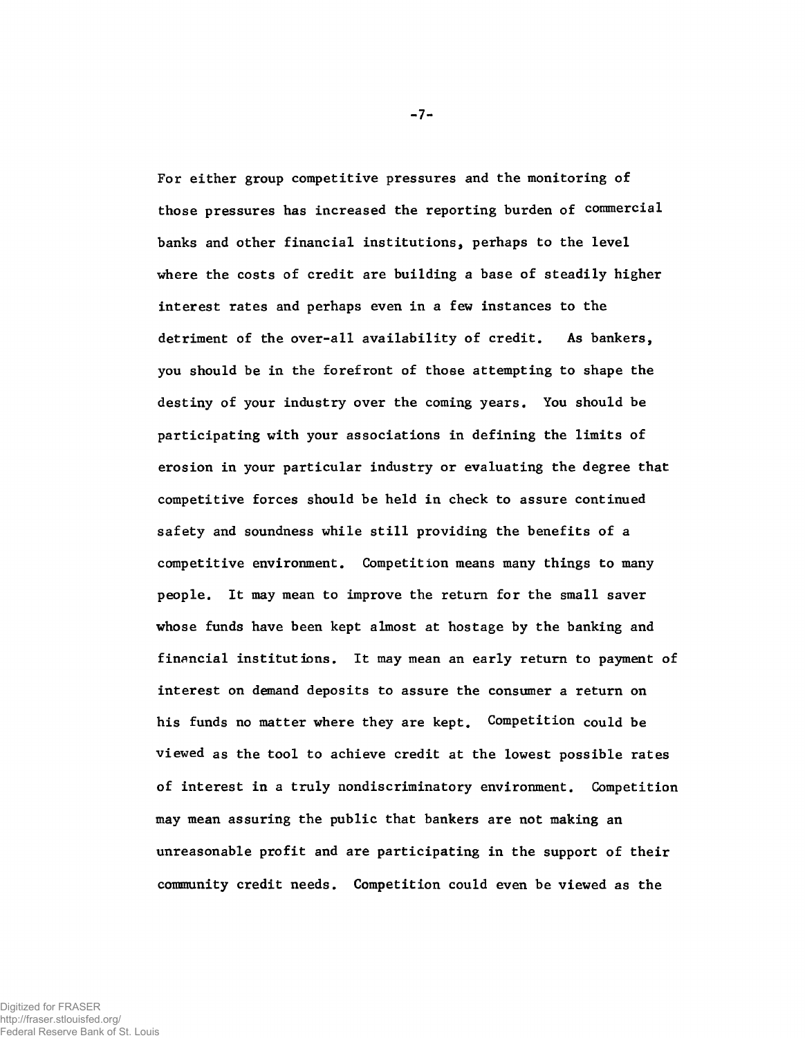For either group competitive pressures and the monitoring of those pressures has increased the reporting burden of commercial banks and other financial institutions, perhaps to the level where the costs of credit are building a base of steadily higher interest rates and perhaps even in a few instances to the detriment of the over-all availability of credit. As bankers, you should be in the forefront of those attempting to shape the destiny of your industry over the coming years. You should be participating with your associations in defining the limits of erosion in your particular industry or evaluating the degree that competitive forces should be held in check to assure continued safety and soundness while still providing the benefits of a competitive environment. Competition means many things to many people. It may mean to improve the return for the small saver whose funds have been kept almost at hostage by the banking and financial institutions. It may mean an early return to payment of interest on demand deposits to assure the consumer a return on his funds no matter where they are kept. Competition could be viewed as the tool to achieve credit at the lowest possible rates of interest in a truly nondiscriminatory environment. Competition may mean assuring the public that bankers are not making an unreasonable profit and are participating in the support of their community credit needs. Competition could even be viewed as the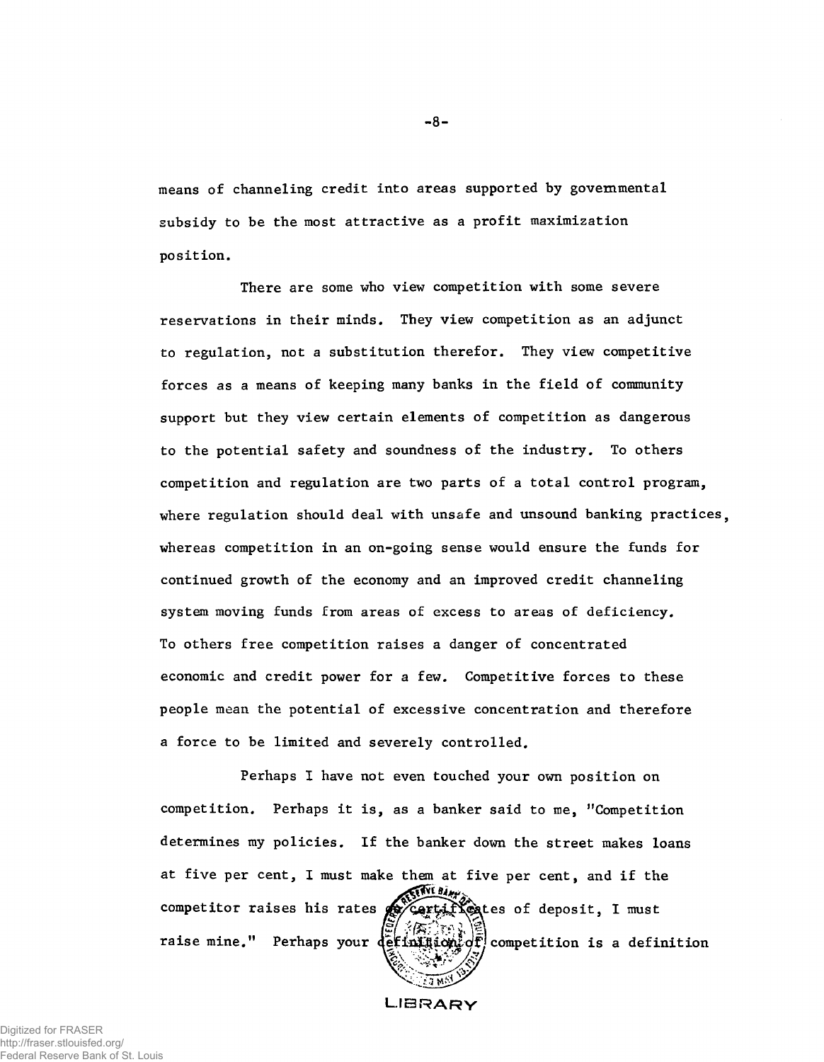means of channeling credit into areas supported by governmental subsidy to be the most attractive as a profit maximization position.

There are some who view competition with some severe reservations in their minds. They view competition as an adjunct to regulation, not a substitution therefor. They view competitive forces as a means of keeping many banks in the field of community support but they view certain elements of competition as dangerous to the potential safety and soundness of the industry. To others competition and regulation are two parts of a total control program, where regulation should deal with unsafe and unsound banking practices, whereas competition in an on-going sense would ensure the funds for continued growth of the economy and an improved credit channeling system moving funds from areas of excess to areas of deficiency. To others free competition raises a danger of concentrated economic and credit power for a few. Competitive forces to these people mean the potential of excessive concentration and therefore a force to be limited and severely controlled.

Perhaps I have not even touched your own position on competition. Perhaps it is, as a banker said to me, "Competition determines my policies. If the banker down the street makes loans at five per cent, I must make them at five per cent, and if the competitor raises his rates on certificates of deposit, I must raise mine." Perhaps your definition of competition is a definition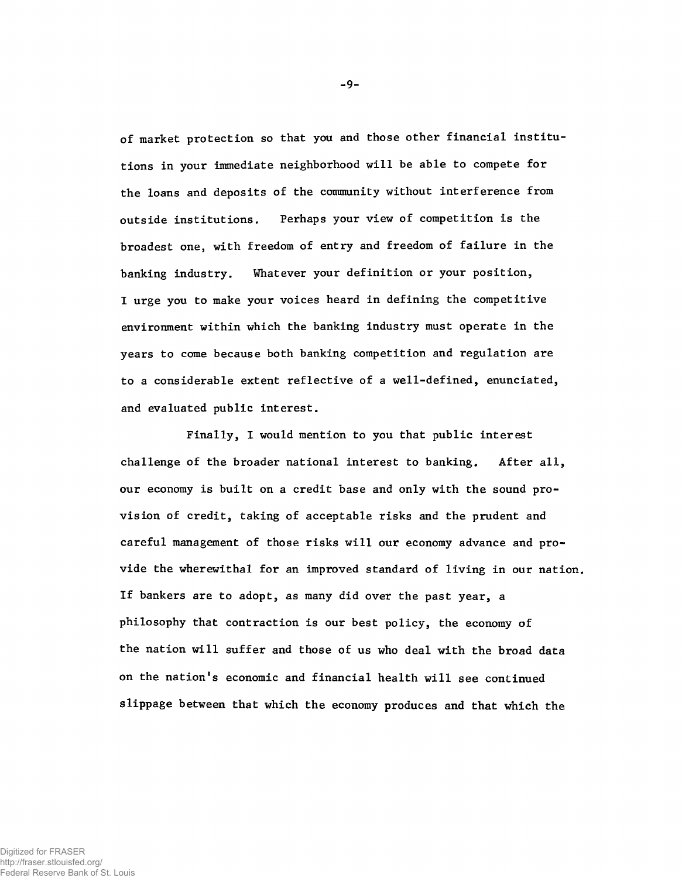of market protection so that you and those other financial institutions in your immediate neighborhood will be able to compete for the loans and deposits of the community without interference from outside institutions. Perhaps your view of competition is the broadest one, with freedom of entry and freedom of failure in the banking industry. Whatever your definition or your position, I urge you to make your voices heard in defining the competitive environment within which the banking industry must operate in the years to come because both banking competition and regulation are to a considerable extent reflective of a well-defined, enunciated, and evaluated public interest.

Finally, I would mention to you that public interest challenge of the broader national interest to banking. After all, our economy is built on a credit base and only with the sound provision of credit, taking of acceptable risks and the prudent and careful management of those risks will our economy advance and provide the wherewithal for an improved standard of living in our nation. If bankers are to adopt, as many did over the past year, a philosophy that contraction is our best policy, the economy of the nation will suffer and those of us who deal with the broad data on the nation's economic and financial health will see continued slippage between that which the economy produces and that which the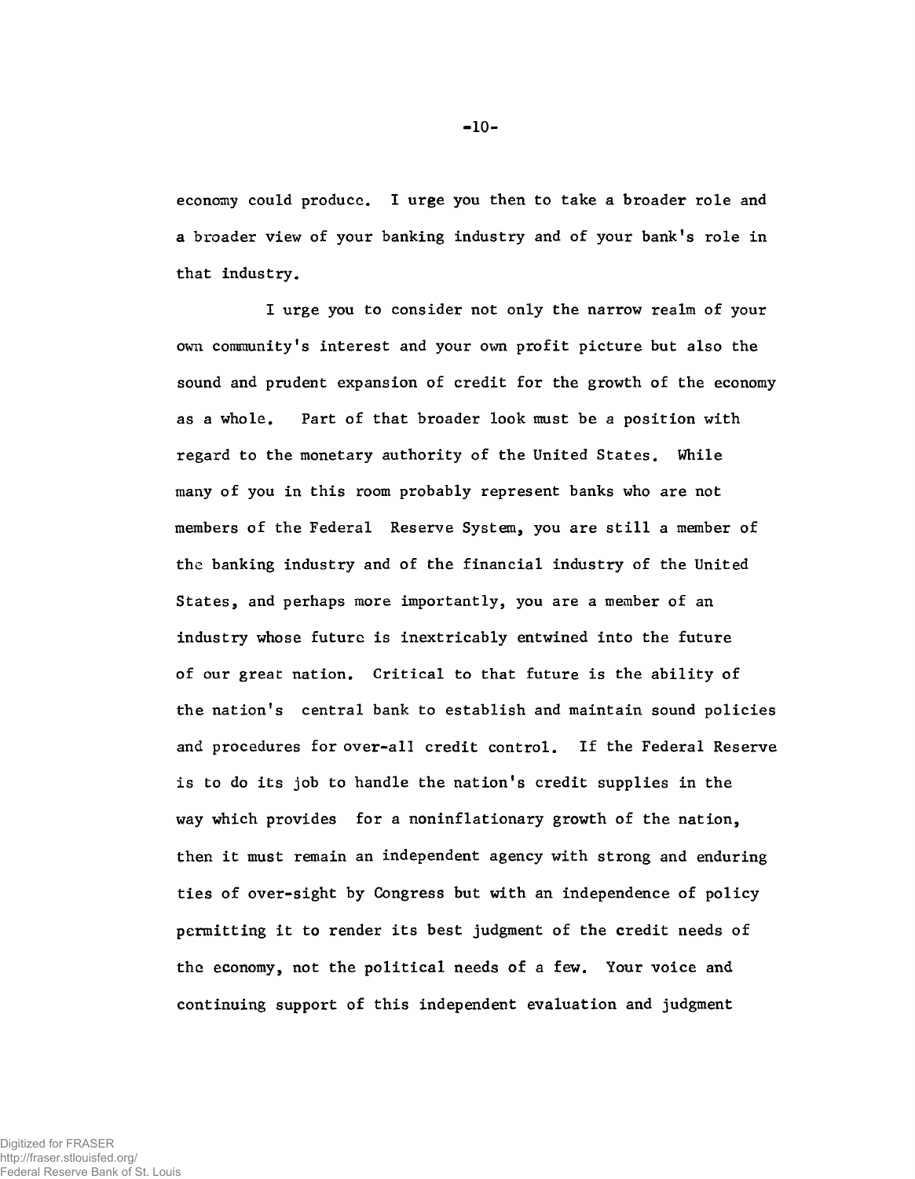economy could produce. I urge you then to take a broader role and a broader view of your banking industry and of your bank's role in that industry.

I urge you to consider not only the narrow realm of your own community's interest and your own profit picture but also the sound and prudent expansion of credit for the growth of the economy as a whole. Part of that broader look must be a position with regard to the monetary authority of the United States. While many of you in this room probably represent banks who are not members of the Federal Reserve System, you are still a member of the banking industry and of the financial industry of the United States, and perhaps more importantly, you are a member of an industry whose future is inextricably entwined into the future of our great nation. Critical to that future is the ability of the nation's central bank to establish and maintain sound policies and procedures for over-all credit control. If the Federal Reserve is to do its job to handle the nation's credit supplies in the way which provides for a noninflationary growth of the nation, then it must remain an independent agency with strong and enduring ties of over-sight by Congress but with an independence of policy permitting it to render its best judgment of the credit needs of the economy, not the political needs of a few. Your voice and continuing support of this independent evaluation and judgment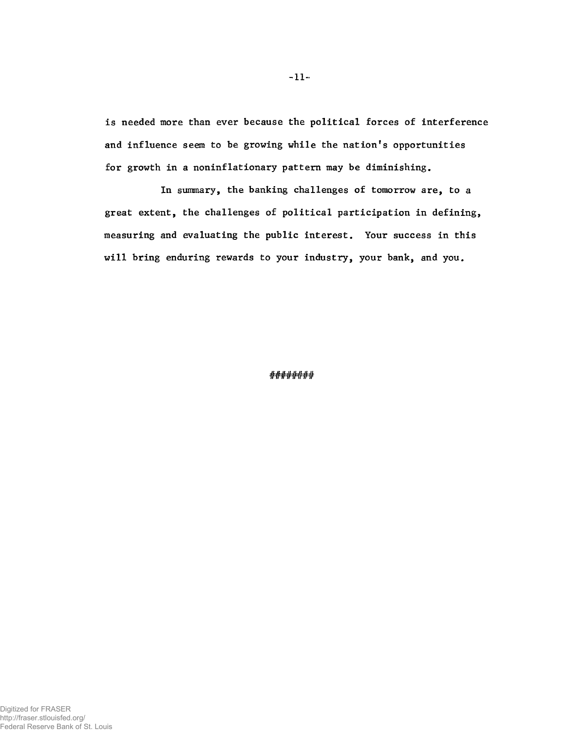is needed more than ever because the political forces of interference and influence seem to be growing while the nation's opportunities for growth in a noninflationary pattern may be diminishing.

In summary, the banking challenges of tomorrow are, to a great extent, the challenges of political participation in defining, measuring and evaluating the public interest. Your success in this will bring enduring rewards to your industry, your bank, and you.

########